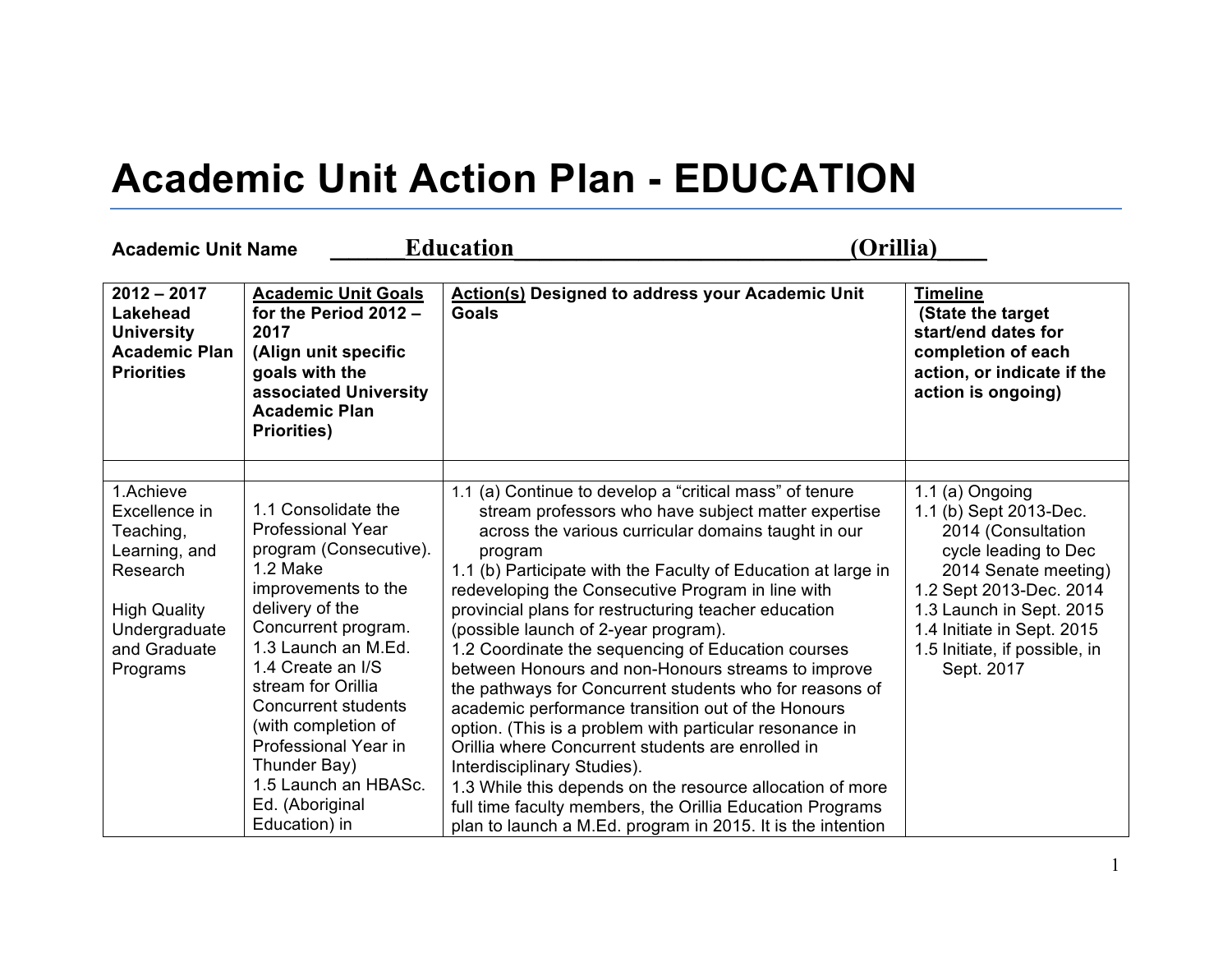# Academic Unit Action Plan - EDUCATION

**Academic Unit Name** ______**Education**____________________________**(Orillia)**____

| **2012 – 2017 Lakehead University Academic Plan Priorities** | **Academic Unit Goals for the Period 2012 – 2017 (Align unit specific goals with the associated University Academic Plan Priorities)** | **Action(s) Designed to address your Academic Unit Goals** | **Timeline (State the target start/end dates for completion of each action, or indicate if the action is ongoing)** |
|---|---|---|---|
| | | | |
| 1.Achieve Excellence in Teaching, Learning, and Research<br><br>High Quality Undergraduate and Graduate Programs | 1.1 Consolidate the Professional Year program (Consecutive).<br>1.2 Make improvements to the delivery of the Concurrent program.<br>1.3 Launch an M.Ed.<br>1.4 Create an I/S stream for Orillia Concurrent students (with completion of Professional Year in Thunder Bay)<br>1.5 Launch an HBASc. Ed. (Aboriginal Education) in | 1.1 (a) Continue to develop a "critical mass" of tenure stream professors who have subject matter expertise across the various curricular domains taught in our program<br>1.1 (b) Participate with the Faculty of Education at large in redeveloping the Consecutive Program in line with provincial plans for restructuring teacher education (possible launch of 2-year program).<br>1.2 Coordinate the sequencing of Education courses between Honours and non-Honours streams to improve the pathways for Concurrent students who for reasons of academic performance transition out of the Honours option. (This is a problem with particular resonance in Orillia where Concurrent students are enrolled in Interdisciplinary Studies).<br>1.3 While this depends on the resource allocation of more full time faculty members, the Orillia Education Programs plan to launch a M.Ed. program in 2015. It is the intention | 1.1 (a) Ongoing<br>1.1 (b) Sept 2013-Dec. 2014 (Consultation cycle leading to Dec 2014 Senate meeting)<br>1.2 Sept 2013-Dec. 2014<br>1.3 Launch in Sept. 2015<br>1.4 Initiate in Sept. 2015<br>1.5 Initiate, if possible, in Sept. 2017 |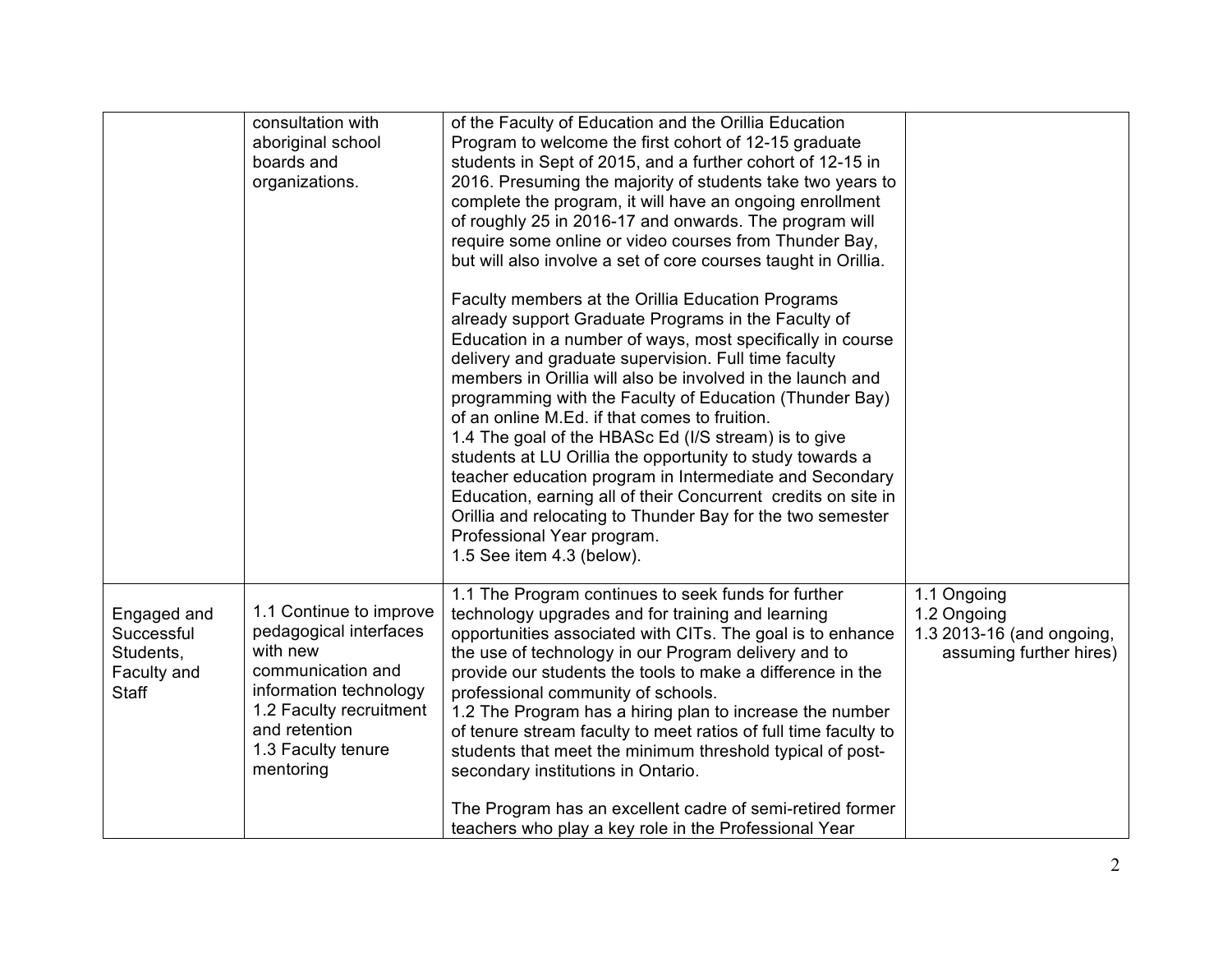| | | | |
|---|---|---|---|
| | consultation with aboriginal school boards and organizations. | of the Faculty of Education and the Orillia Education Program to welcome the first cohort of 12-15 graduate students in Sept of 2015, and a further cohort of 12-15 in 2016. Presuming the majority of students take two years to complete the program, it will have an ongoing enrollment of roughly 25 in 2016-17 and onwards. The program will require some online or video courses from Thunder Bay, but will also involve a set of core courses taught in Orillia.<br><br>Faculty members at the Orillia Education Programs already support Graduate Programs in the Faculty of Education in a number of ways, most specifically in course delivery and graduate supervision. Full time faculty members in Orillia will also be involved in the launch and programming with the Faculty of Education (Thunder Bay) of an online M.Ed. if that comes to fruition.<br>1.4 The goal of the HBASc Ed (I/S stream) is to give students at LU Orillia the opportunity to study towards a teacher education program in Intermediate and Secondary Education, earning all of their Concurrent credits on site in Orillia and relocating to Thunder Bay for the two semester Professional Year program.<br>1.5 See item 4.3 (below). | |
| Engaged and Successful Students, Faculty and Staff | 1.1 Continue to improve pedagogical interfaces with new communication and information technology<br>1.2 Faculty recruitment and retention<br>1.3 Faculty tenure mentoring | 1.1 The Program continues to seek funds for further technology upgrades and for training and learning opportunities associated with CITs. The goal is to enhance the use of technology in our Program delivery and to provide our students the tools to make a difference in the professional community of schools.<br>1.2 The Program has a hiring plan to increase the number of tenure stream faculty to meet ratios of full time faculty to students that meet the minimum threshold typical of post-secondary institutions in Ontario.<br><br>The Program has an excellent cadre of semi-retired former teachers who play a key role in the Professional Year | 1.1 Ongoing<br>1.2 Ongoing<br>1.3 2013-16 (and ongoing, assuming further hires) |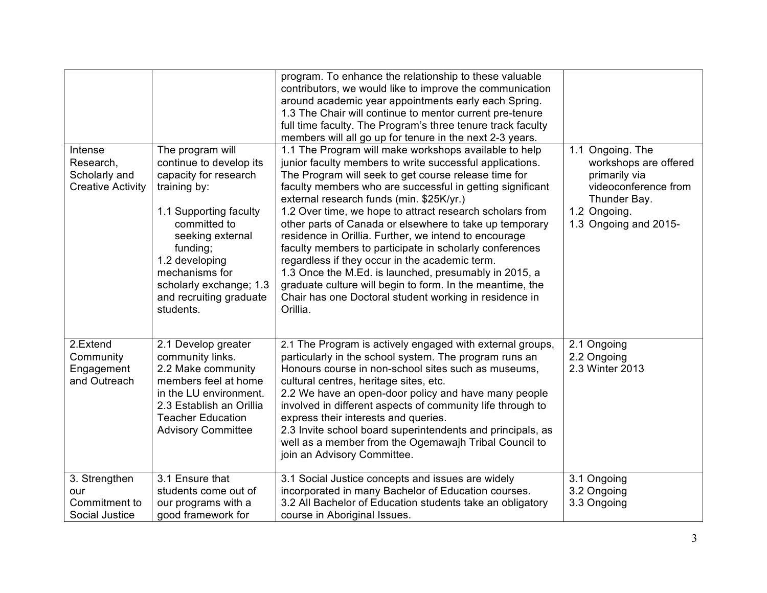| | | | |
|---|---|---|---|
| | | program. To enhance the relationship to these valuable contributors, we would like to improve the communication around academic year appointments early each Spring.<br>1.3 The Chair will continue to mentor current pre-tenure full time faculty. The Program's three tenure track faculty members will all go up for tenure in the next 2-3 years. | |
| Intense Research, Scholarly and Creative Activity | The program will continue to develop its capacity for research training by:<br><br>1.1 Supporting faculty committed to seeking external funding;<br>1.2 developing mechanisms for scholarly exchange; 1.3 and recruiting graduate students. | 1.1 The Program will make workshops available to help junior faculty members to write successful applications. The Program will seek to get course release time for faculty members who are successful in getting significant external research funds (min. $25K/yr.)<br>1.2 Over time, we hope to attract research scholars from other parts of Canada or elsewhere to take up temporary residence in Orillia. Further, we intend to encourage faculty members to participate in scholarly conferences regardless if they occur in the academic term.<br>1.3 Once the M.Ed. is launched, presumably in 2015, a graduate culture will begin to form. In the meantime, the Chair has one Doctoral student working in residence in Orillia. | 1.1 Ongoing. The workshops are offered primarily via videoconference from Thunder Bay.<br>1.2 Ongoing.<br>1.3 Ongoing and 2015- |
| 2.Extend Community Engagement and Outreach | 2.1 Develop greater community links.<br>2.2 Make community members feel at home in the LU environment.<br>2.3 Establish an Orillia Teacher Education Advisory Committee | 2.1 The Program is actively engaged with external groups, particularly in the school system. The program runs an Honours course in non-school sites such as museums, cultural centres, heritage sites, etc.<br>2.2 We have an open-door policy and have many people involved in different aspects of community life through to express their interests and queries.<br>2.3 Invite school board superintendents and principals, as well as a member from the Ogemawajh Tribal Council to join an Advisory Committee. | 2.1 Ongoing<br>2.2 Ongoing<br>2.3 Winter 2013 |
| 3. Strengthen our Commitment to Social Justice | 3.1 Ensure that students come out of our programs with a good framework for | 3.1 Social Justice concepts and issues are widely incorporated in many Bachelor of Education courses.<br>3.2 All Bachelor of Education students take an obligatory course in Aboriginal Issues. | 3.1 Ongoing<br>3.2 Ongoing<br>3.3 Ongoing |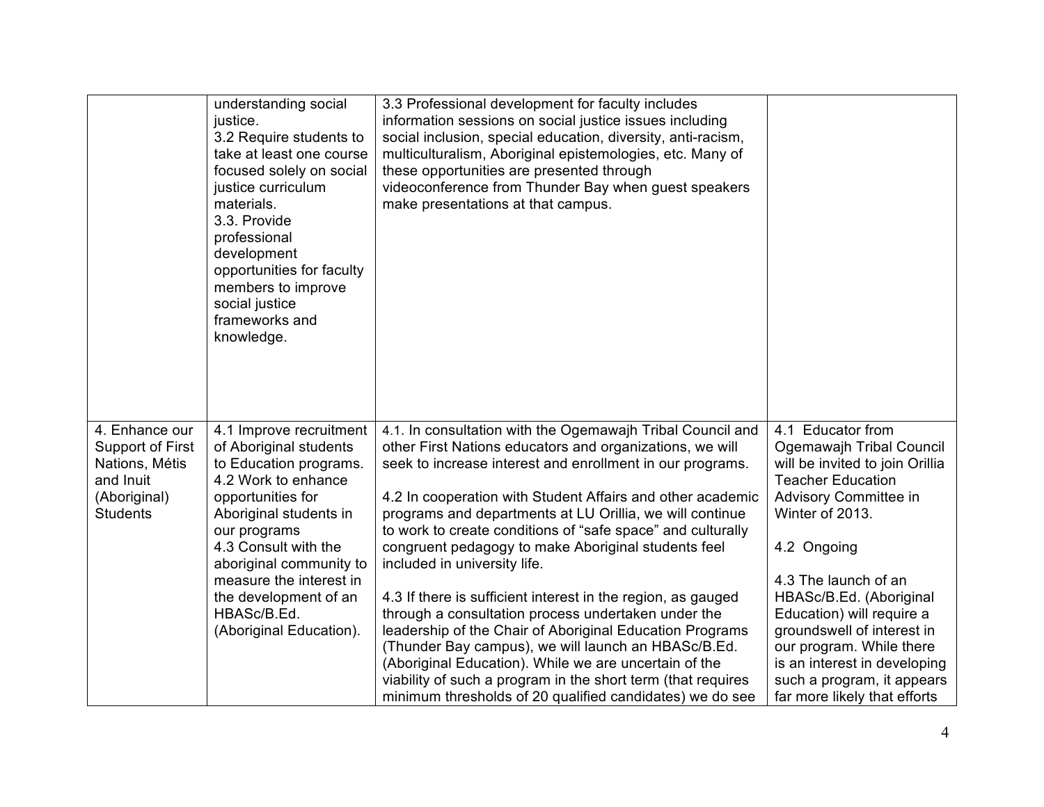|  |  |  |  |
|---|---|---|---|
|  | understanding social justice.<br>3.2 Require students to take at least one course focused solely on social justice curriculum materials.<br>3.3. Provide professional development opportunities for faculty members to improve social justice frameworks and knowledge. | 3.3 Professional development for faculty includes information sessions on social justice issues including social inclusion, special education, diversity, anti-racism, multiculturalism, Aboriginal epistemologies, etc. Many of these opportunities are presented through videoconference from Thunder Bay when guest speakers make presentations at that campus. |  |
| 4. Enhance our Support of First Nations, Métis and Inuit (Aboriginal) Students | 4.1 Improve recruitment of Aboriginal students to Education programs.<br>4.2 Work to enhance opportunities for Aboriginal students in our programs<br>4.3 Consult with the aboriginal community to measure the interest in the development of an HBASc/B.Ed. (Aboriginal Education). | 4.1. In consultation with the Ogemawajh Tribal Council and other First Nations educators and organizations, we will seek to increase interest and enrollment in our programs.<br><br>4.2 In cooperation with Student Affairs and other academic programs and departments at LU Orillia, we will continue to work to create conditions of "safe space" and culturally congruent pedagogy to make Aboriginal students feel included in university life.<br><br>4.3 If there is sufficient interest in the region, as gauged through a consultation process undertaken under the leadership of the Chair of Aboriginal Education Programs (Thunder Bay campus), we will launch an HBASc/B.Ed. (Aboriginal Education). While we are uncertain of the viability of such a program in the short term (that requires minimum thresholds of 20 qualified candidates) we do see | 4.1 Educator from Ogemawajh Tribal Council will be invited to join Orillia Teacher Education Advisory Committee in Winter of 2013.<br><br>4.2 Ongoing<br><br>4.3 The launch of an HBASc/B.Ed. (Aboriginal Education) will require a groundswell of interest in our program. While there is an interest in developing such a program, it appears far more likely that efforts |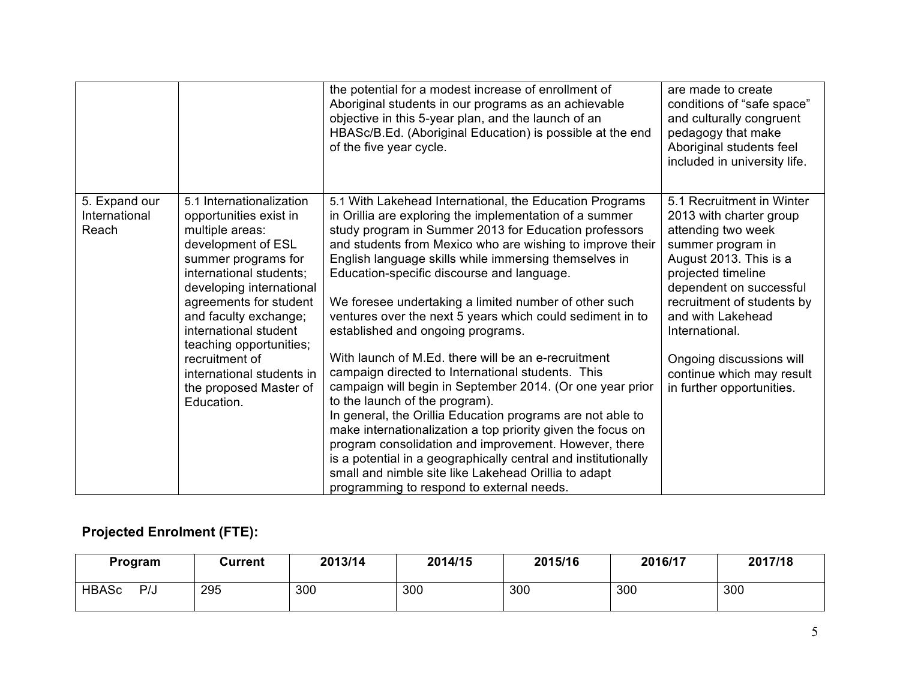| | | | |
|---|---|---|---|
| | | the potential for a modest increase of enrollment of Aboriginal students in our programs as an achievable objective in this 5-year plan, and the launch of an HBASc/B.Ed. (Aboriginal Education) is possible at the end of the five year cycle. | are made to create conditions of "safe space" and culturally congruent pedagogy that make Aboriginal students feel included in university life. |
| 5. Expand our International Reach | 5.1 Internationalization opportunities exist in multiple areas: development of ESL summer programs for international students; developing international agreements for student and faculty exchange; international student teaching opportunities; recruitment of international students in the proposed Master of Education. | 5.1 With Lakehead International, the Education Programs in Orillia are exploring the implementation of a summer study program in Summer 2013 for Education professors and students from Mexico who are wishing to improve their English language skills while immersing themselves in Education-specific discourse and language.<br><br>We foresee undertaking a limited number of other such ventures over the next 5 years which could sediment in to established and ongoing programs.<br><br>With launch of M.Ed. there will be an e-recruitment campaign directed to International students. This campaign will begin in September 2014. (Or one year prior to the launch of the program).<br>In general, the Orillia Education programs are not able to make internationalization a top priority given the focus on program consolidation and improvement. However, there is a potential in a geographically central and institutionally small and nimble site like Lakehead Orillia to adapt programming to respond to external needs. | 5.1 Recruitment in Winter 2013 with charter group attending two week summer program in August 2013. This is a projected timeline dependent on successful recruitment of students by and with Lakehead International.<br><br>Ongoing discussions will continue which may result in further opportunities. |

## Projected Enrolment (FTE):

| Program | Current | 2013/14 | 2014/15 | 2015/16 | 2016/17 | 2017/18 |
|---|---|---|---|---|---|---|
| HBASc P/J | 295 | 300 | 300 | 300 | 300 | 300 |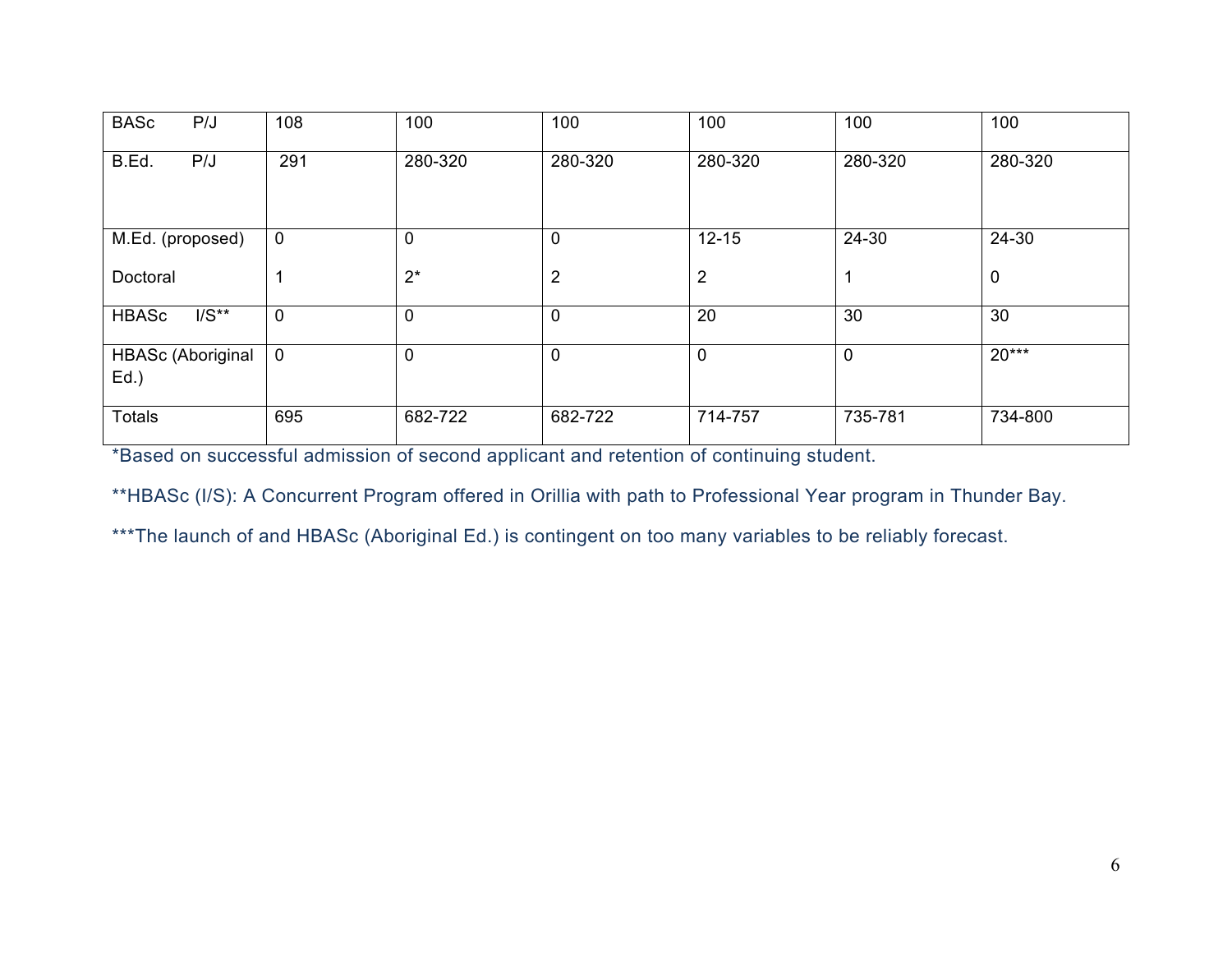| | | | | | | |
|---|---|---|---|---|---|---|
| BASc P/J | 108 | 100 | 100 | 100 | 100 | 100 |
| B.Ed. P/J | 291 | 280-320 | 280-320 | 280-320 | 280-320 | 280-320 |
| M.Ed. (proposed)<br><br>Doctoral | 0<br><br>1 | 0<br><br>2* | 0<br><br>2 | 12-15<br><br>2 | 24-30<br><br>1 | 24-30<br><br>0 |
| HBASc I/S** | 0 | 0 | 0 | 20 | 30 | 30 |
| HBASc (Aboriginal Ed.) | 0 | 0 | 0 | 0 | 0 | 20*** |
| Totals | 695 | 682-722 | 682-722 | 714-757 | 735-781 | 734-800 |

*Based on successful admission of second applicant and retention of continuing student.

**HBASc (I/S): A Concurrent Program offered in Orillia with path to Professional Year program in Thunder Bay.

***The launch of and HBASc (Aboriginal Ed.) is contingent on too many variables to be reliably forecast.